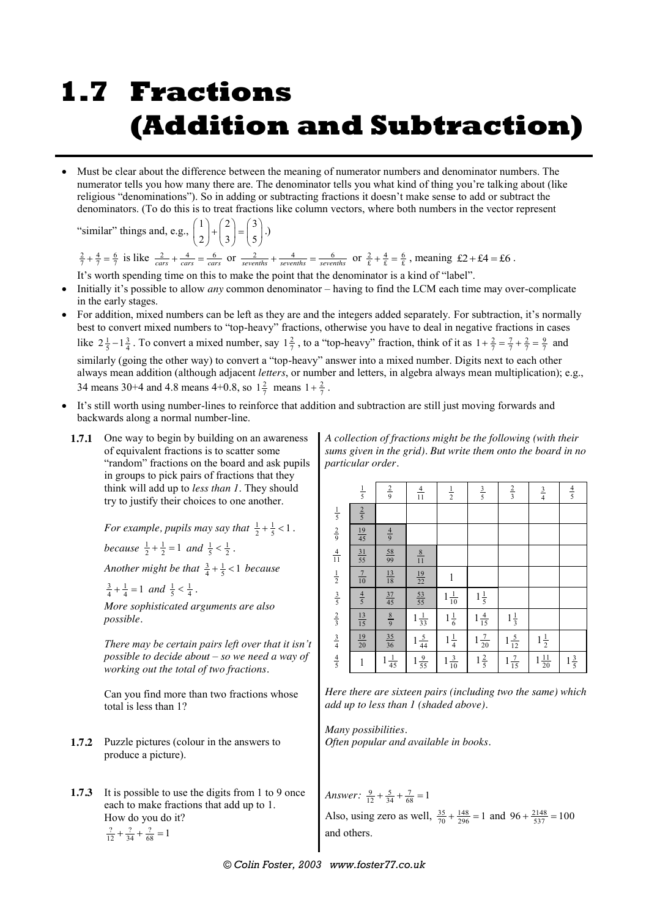# 1.7 Fractions (Addition and Subtraction)

- Must be clear about the difference between the meaning of numerator numbers and denominator numbers. The numerator tells you how many there are. The denominator tells you what kind of thing you're talking about (like religious "denominations"). So in adding or subtracting fractions it doesn't make sense to add or subtract the denominators. (To do this is to treat fractions like column vectors, where both numbers in the vector represent "similar" things and, e.g., $\begin{pmatrix}1\\2\end{pmatrix}+\begin{pmatrix}2\\3\end{pmatrix}=\begin{pmatrix}3\\5\end{pmatrix}$.)

  $\frac{2}{7}+\frac{4}{7}=\frac{6}{7}$ is like $\frac{2}{cars}+\frac{4}{cars}=\frac{6}{cars}$ or $\frac{2}{sevenths}+\frac{4}{sevenths}=\frac{6}{sevenths}$ or $\frac{2}{£}+\frac{4}{£}=\frac{6}{£}$, meaning $£2+£4=£6$.

  It's worth spending time on this to make the point that the denominator is a kind of "label".
- Initially it's possible to allow *any* common denominator – having to find the LCM each time may over-complicate in the early stages.
- For addition, mixed numbers can be left as they are and the integers added separately. For subtraction, it's normally best to convert mixed numbers to "top-heavy" fractions, otherwise you have to deal in negative fractions in cases like $2\frac{1}{5}-1\frac{3}{4}$. To convert a mixed number, say $1\frac{2}{7}$, to a "top-heavy" fraction, think of it as $1+\frac{2}{7}=\frac{7}{7}+\frac{2}{7}=\frac{9}{7}$ and similarly (going the other way) to convert a "top-heavy" answer into a mixed number. Digits next to each other always mean addition (although adjacent *letters*, or number and letters, in algebra always mean multiplication); e.g., 34 means 30+4 and 4.8 means 4+0.8, so $1\frac{2}{7}$ means $1+\frac{2}{7}$.
- It's still worth using number-lines to reinforce that addition and subtraction are still just moving forwards and backwards along a normal number-line.

**1.7.1** One way to begin by building on an awareness of equivalent fractions is to scatter some "random" fractions on the board and ask pupils in groups to pick pairs of fractions that they think will add up to *less than 1*. They should try to justify their choices to one another.

*For example, pupils may say that* $\frac{1}{2}+\frac{1}{5}<1$.
*because* $\frac{1}{2}+\frac{1}{2}=1$ *and* $\frac{1}{5}<\frac{1}{2}$.
*Another might be that* $\frac{3}{4}+\frac{1}{5}<1$ *because* $\frac{3}{4}+\frac{1}{4}=1$ *and* $\frac{1}{5}<\frac{1}{4}$.
*More sophisticated arguments are also possible.*

*There may be certain pairs left over that it isn't possible to decide about – so we need a way of working out the total of two fractions.*

Can you find more than two fractions whose total is less than 1?

*A collection of fractions might be the following (with their sums given in the grid). But write them onto the board in no particular order.*

| | $\frac{1}{5}$ | $\frac{2}{9}$ | $\frac{4}{11}$ | $\frac{1}{2}$ | $\frac{3}{5}$ | $\frac{2}{3}$ | $\frac{3}{4}$ | $\frac{4}{5}$ |
|---|---|---|---|---|---|---|---|---|
| $\frac{1}{5}$ | $\frac{2}{5}$ | | | | | | | |
| $\frac{2}{9}$ | $\frac{19}{45}$ | $\frac{4}{9}$ | | | | | | |
| $\frac{4}{11}$ | $\frac{31}{55}$ | $\frac{58}{99}$ | $\frac{8}{11}$ | | | | | |
| $\frac{1}{2}$ | $\frac{7}{10}$ | $\frac{13}{18}$ | $\frac{19}{22}$ | 1 | | | | |
| $\frac{3}{5}$ | $\frac{4}{5}$ | $\frac{37}{45}$ | $\frac{53}{55}$ | $1\frac{1}{10}$ | $1\frac{1}{5}$ | | | |
| $\frac{2}{3}$ | $\frac{13}{15}$ | $\frac{8}{9}$ | $1\frac{1}{33}$ | $1\frac{1}{6}$ | $1\frac{4}{15}$ | $1\frac{1}{3}$ | | |
| $\frac{3}{4}$ | $\frac{19}{20}$ | $\frac{35}{36}$ | $1\frac{5}{44}$ | $1\frac{1}{4}$ | $1\frac{7}{20}$ | $1\frac{5}{12}$ | $1\frac{1}{2}$ | |
| $\frac{4}{5}$ | 1 | $1\frac{1}{45}$ | $1\frac{9}{55}$ | $1\frac{3}{10}$ | $1\frac{2}{5}$ | $1\frac{7}{15}$ | $1\frac{11}{20}$ | $1\frac{3}{5}$ |

*Here there are sixteen pairs (including two the same) which add up to less than 1 (shaded above).*

**1.7.2** Puzzle pictures (colour in the answers to produce a picture).

*Many possibilities.*
*Often popular and available in books.*

**1.7.3** It is possible to use the digits from 1 to 9 once each to make fractions that add up to 1. How do you do it?

$\frac{?}{12}+\frac{?}{34}+\frac{?}{68}=1$

*Answer:* $\frac{9}{12}+\frac{5}{34}+\frac{7}{68}=1$

Also, using zero as well, $\frac{35}{70}+\frac{148}{296}=1$ and $96+\frac{2148}{537}=100$ and others.

© Colin Foster, 2003 www.foster77.co.uk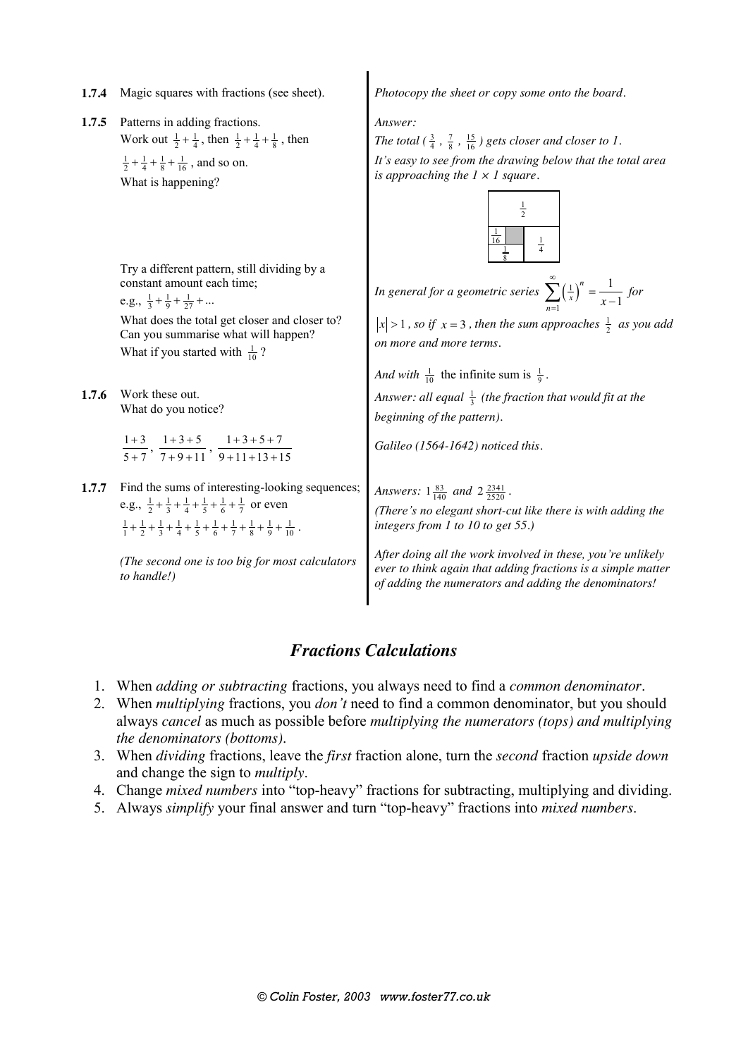**1.7.4** Magic squares with fractions (see sheet).

*Photocopy the sheet or copy some onto the board.*

**1.7.5** Patterns in adding fractions.
Work out $\frac{1}{2}+\frac{1}{4}$, then $\frac{1}{2}+\frac{1}{4}+\frac{1}{8}$, then $\frac{1}{2}+\frac{1}{4}+\frac{1}{8}+\frac{1}{16}$, and so on.
What is happening?

*Answer:*
*The total ($\frac{3}{4}$, $\frac{7}{8}$, $\frac{15}{16}$) gets closer and closer to 1.*
*It's easy to see from the drawing below that the total area is approaching the $1 \times 1$ square.*

| $\frac{1}{2}$ | |
|---|---|
| $\frac{1}{16}$ / $\frac{1}{8}$ | $\frac{1}{4}$ |

Try a different pattern, still dividing by a constant amount each time;
e.g., $\frac{1}{3}+\frac{1}{9}+\frac{1}{27}+...$
What does the total get closer and closer to?
Can you summarise what will happen?
What if you started with $\frac{1}{10}$?

*In general for a geometric series* $\sum_{n=1}^{\infty}\left(\frac{1}{x}\right)^n = \frac{1}{x-1}$ *for* $|x|>1$*, so if* $x=3$*, then the sum approaches* $\frac{1}{2}$ *as you add on more and more terms.*

*And with* $\frac{1}{10}$ the infinite sum is $\frac{1}{9}$.

**1.7.6** Work these out.
What do you notice?

$$\frac{1+3}{5+7},\ \frac{1+3+5}{7+9+11},\ \frac{1+3+5+7}{9+11+13+15}$$

*Answer: all equal* $\frac{1}{3}$ *(the fraction that would fit at the beginning of the pattern).*

*Galileo (1564-1642) noticed this.*

**1.7.7** Find the sums of interesting-looking sequences;
e.g., $\frac{1}{2}+\frac{1}{3}+\frac{1}{4}+\frac{1}{5}+\frac{1}{6}+\frac{1}{7}$ or even $\frac{1}{1}+\frac{1}{2}+\frac{1}{3}+\frac{1}{4}+\frac{1}{5}+\frac{1}{6}+\frac{1}{7}+\frac{1}{8}+\frac{1}{9}+\frac{1}{10}$.

*(The second one is too big for most calculators to handle!)*

*Answers:* $1\frac{83}{140}$ *and* $2\frac{2341}{2520}$.
*(There's no elegant short-cut like there is with adding the integers from 1 to 10 to get 55.)*

*After doing all the work involved in these, you're unlikely ever to think again that adding fractions is a simple matter of adding the numerators and adding the denominators!*

## *Fractions Calculations*

1. When *adding or subtracting* fractions, you always need to find a *common denominator*.
2. When *multiplying* fractions, you *don't* need to find a common denominator, but you should always *cancel* as much as possible before *multiplying the numerators (tops) and multiplying the denominators (bottoms)*.
3. When *dividing* fractions, leave the *first* fraction alone, turn the *second* fraction *upside down* and change the sign to *multiply*.
4. Change *mixed numbers* into "top-heavy" fractions for subtracting, multiplying and dividing.
5. Always *simplify* your final answer and turn "top-heavy" fractions into *mixed numbers*.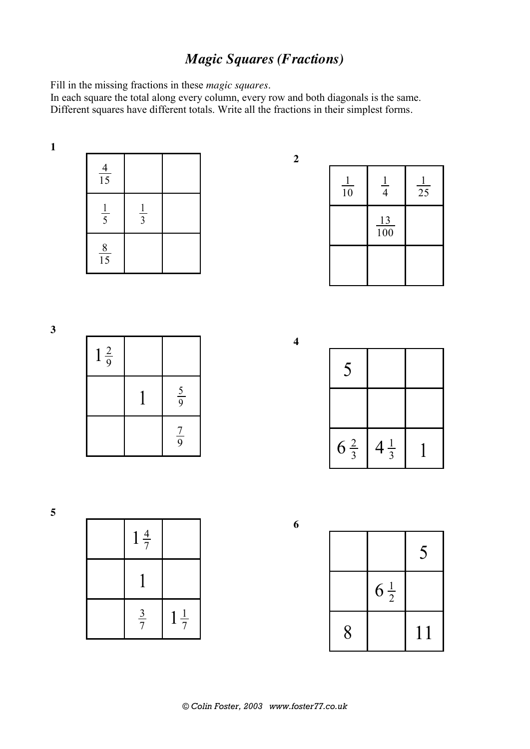## *Magic Squares (Fractions)*

Fill in the missing fractions in these *magic squares*.
In each square the total along every column, every row and both diagonals is the same.
Different squares have different totals. Write all the fractions in their simplest forms.

**1**

| | | |
|---|---|---|
| $\frac{4}{15}$ | | |
| $\frac{1}{5}$ | $\frac{1}{3}$ | |
| $\frac{8}{15}$ | | |

**2**

| | | |
|---|---|---|
| $\frac{1}{10}$ | $\frac{1}{4}$ | $\frac{1}{25}$ |
| | $\frac{13}{100}$ | |
| | | |

**3**

| | | |
|---|---|---|
| $1\frac{2}{9}$ | | |
| | $1$ | $\frac{5}{9}$ |
| | | $\frac{7}{9}$ |

**4**

| | | |
|---|---|---|
| $5$ | | |
| | | |
| $6\frac{2}{3}$ | $4\frac{1}{3}$ | $1$ |

**5**

| | | |
|---|---|---|
| | $1\frac{4}{7}$ | |
| | $1$ | |
| | $\frac{3}{7}$ | $1\frac{1}{7}$ |

**6**

| | | |
|---|---|---|
| | | $5$ |
| | $6\frac{1}{2}$ | |
| $8$ | | $11$ |

© Colin Foster, 2003 www.foster77.co.uk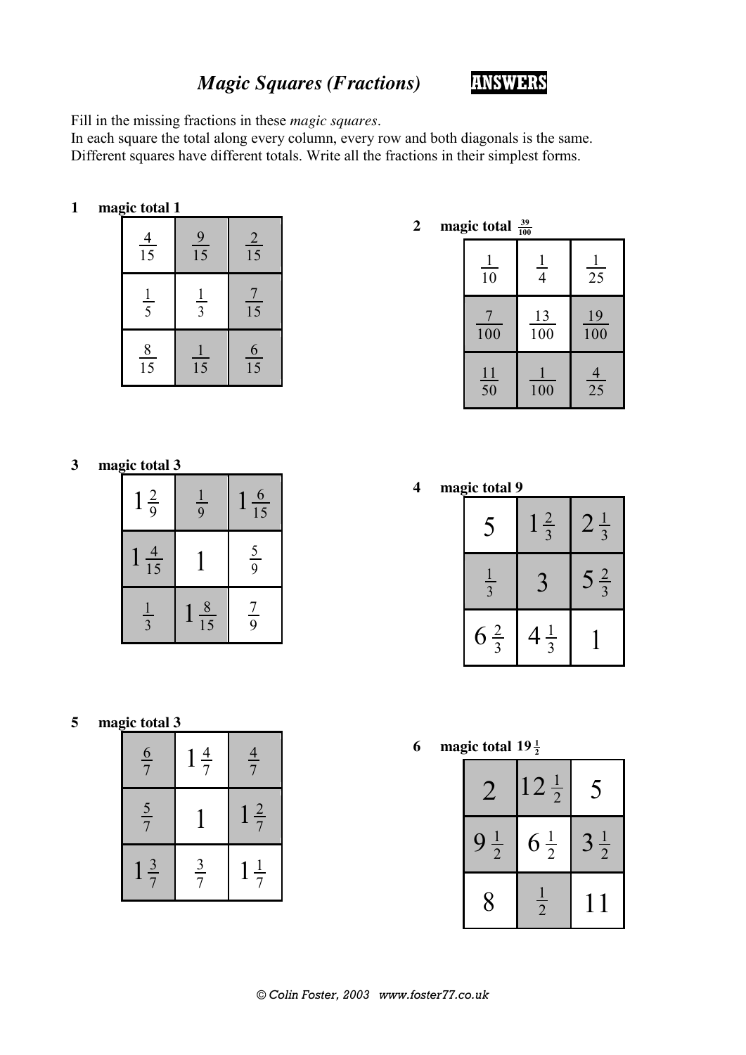# *Magic Squares (Fractions)* **ANSWERS**

Fill in the missing fractions in these *magic squares*.
In each square the total along every column, every row and both diagonals is the same.
Different squares have different totals. Write all the fractions in their simplest forms.

**1 magic total 1**

| | | |
|---|---|---|
| $\frac{4}{15}$ | $\frac{9}{15}$ | $\frac{2}{15}$ |
| $\frac{1}{5}$ | $\frac{1}{3}$ | $\frac{7}{15}$ |
| $\frac{8}{15}$ | $\frac{1}{15}$ | $\frac{6}{15}$ |

**2 magic total $\frac{39}{100}$**

| | | |
|---|---|---|
| $\frac{1}{10}$ | $\frac{1}{4}$ | $\frac{1}{25}$ |
| $\frac{7}{100}$ | $\frac{13}{100}$ | $\frac{19}{100}$ |
| $\frac{11}{50}$ | $\frac{1}{100}$ | $\frac{4}{25}$ |

**3 magic total 3**

| | | |
|---|---|---|
| $1\frac{2}{9}$ | $\frac{1}{9}$ | $1\frac{6}{15}$ |
| $1\frac{4}{15}$ | 1 | $\frac{5}{9}$ |
| $\frac{1}{3}$ | $1\frac{8}{15}$ | $\frac{7}{9}$ |

**4 magic total 9**

| | | |
|---|---|---|
| 5 | $1\frac{2}{3}$ | $2\frac{1}{3}$ |
| $\frac{1}{3}$ | 3 | $5\frac{2}{3}$ |
| $6\frac{2}{3}$ | $4\frac{1}{3}$ | 1 |

**5 magic total 3**

| | | |
|---|---|---|
| $\frac{6}{7}$ | $1\frac{4}{7}$ | $\frac{4}{7}$ |
| $\frac{5}{7}$ | 1 | $1\frac{2}{7}$ |
| $1\frac{3}{7}$ | $\frac{3}{7}$ | $1\frac{1}{7}$ |

**6 magic total $19\frac{1}{2}$**

| | | |
|---|---|---|
| 2 | $12\frac{1}{2}$ | 5 |
| $9\frac{1}{2}$ | $6\frac{1}{2}$ | $3\frac{1}{2}$ |
| 8 | $\frac{1}{2}$ | 11 |

© Colin Foster, 2003 www.foster77.co.uk